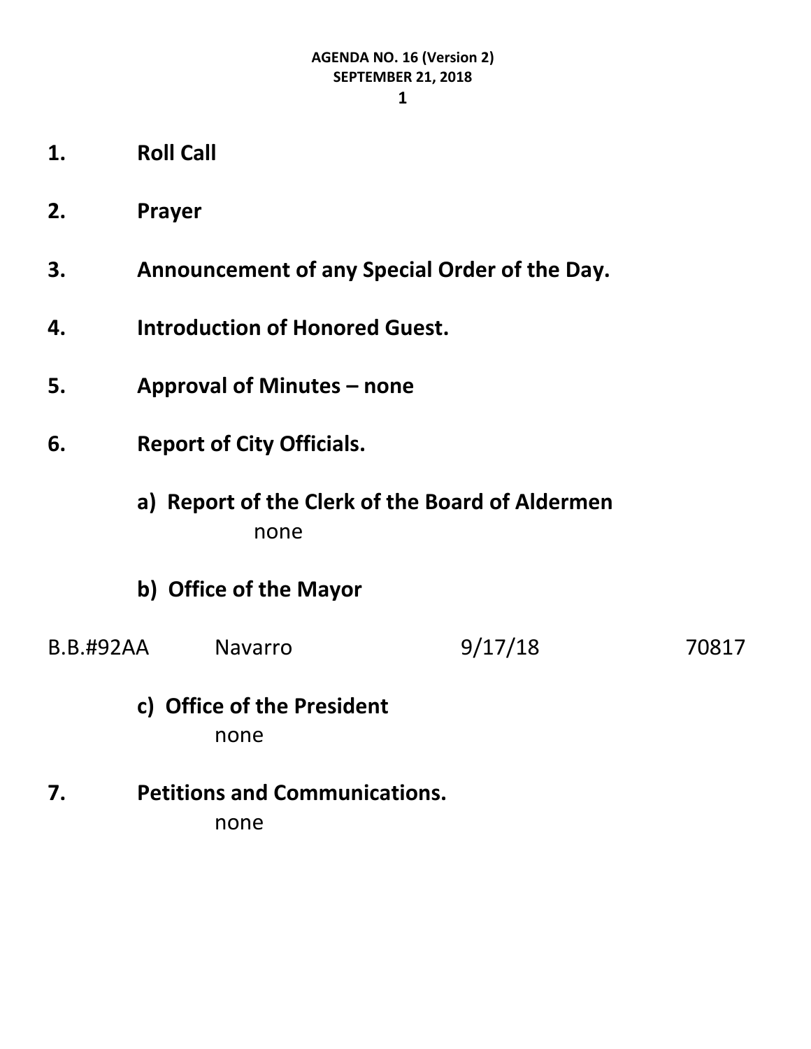**AGENDA NO. 16 (Version 2)**
**SEPTEMBER 21, 2018**

1. **Roll Call**

2. **Prayer**

3. **Announcement of any Special Order of the Day.**

4. **Introduction of Honored Guest.**

5. **Approval of Minutes – none**

6. **Report of City Officials.**

   **a) Report of the Clerk of the Board of Aldermen**
   none

   **b) Office of the Mayor**

| B.B.#92AA | Navarro | 9/17/18 | 70817 |
|---|---|---|---|

   **c) Office of the President**
   none

7. **Petitions and Communications.**
   none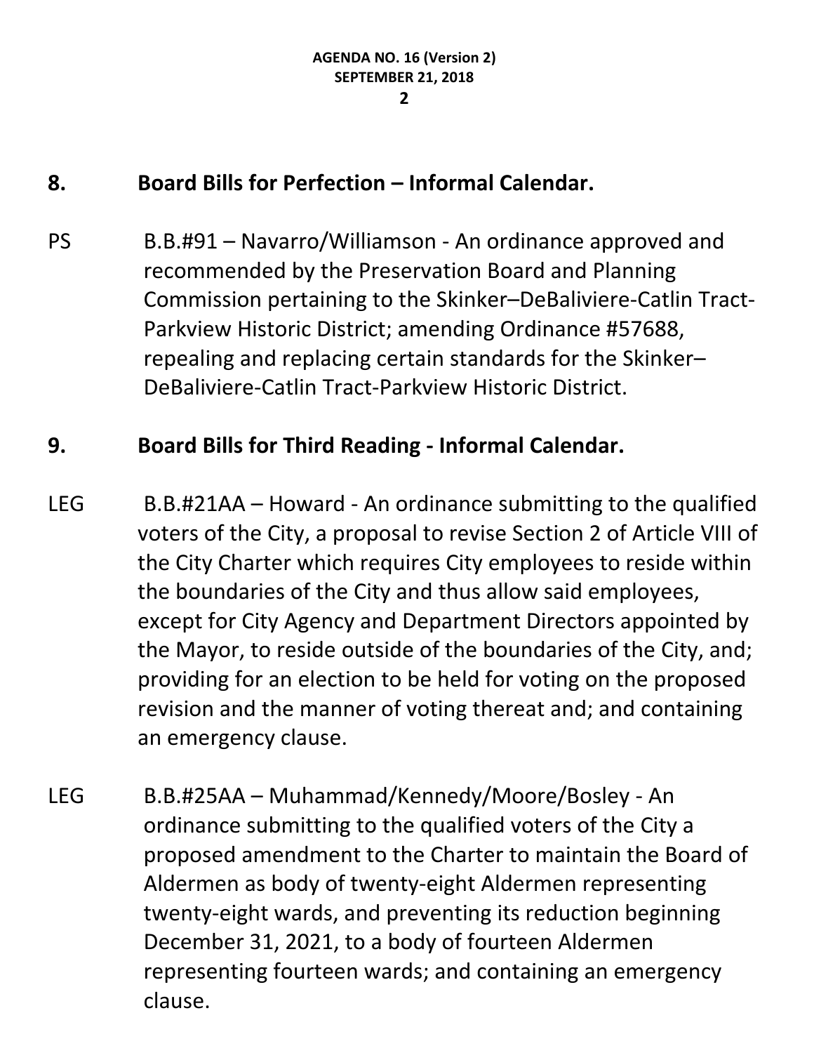## 8. Board Bills for Perfection – Informal Calendar.

PS B.B.#91 – Navarro/Williamson - An ordinance approved and recommended by the Preservation Board and Planning Commission pertaining to the Skinker–DeBaliviere-Catlin Tract-Parkview Historic District; amending Ordinance #57688, repealing and replacing certain standards for the Skinker–DeBaliviere-Catlin Tract-Parkview Historic District.

## 9. Board Bills for Third Reading - Informal Calendar.

LEG B.B.#21AA – Howard - An ordinance submitting to the qualified voters of the City, a proposal to revise Section 2 of Article VIII of the City Charter which requires City employees to reside within the boundaries of the City and thus allow said employees, except for City Agency and Department Directors appointed by the Mayor, to reside outside of the boundaries of the City, and; providing for an election to be held for voting on the proposed revision and the manner of voting thereat and; and containing an emergency clause.

LEG B.B.#25AA – Muhammad/Kennedy/Moore/Bosley - An ordinance submitting to the qualified voters of the City a proposed amendment to the Charter to maintain the Board of Aldermen as body of twenty-eight Aldermen representing twenty-eight wards, and preventing its reduction beginning December 31, 2021, to a body of fourteen Aldermen representing fourteen wards; and containing an emergency clause.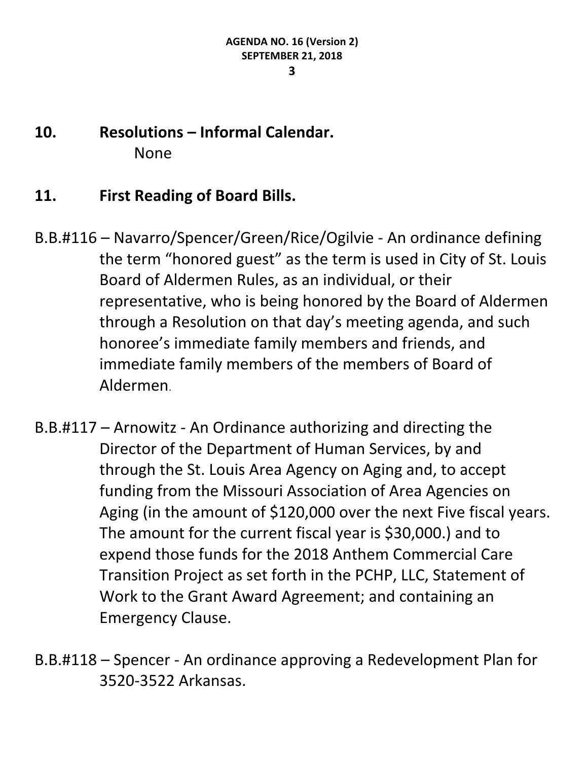## 10. Resolutions – Informal Calendar.

None

## 11. First Reading of Board Bills.

B.B.#116 – Navarro/Spencer/Green/Rice/Ogilvie - An ordinance defining the term "honored guest" as the term is used in City of St. Louis Board of Aldermen Rules, as an individual, or their representative, who is being honored by the Board of Aldermen through a Resolution on that day's meeting agenda, and such honoree's immediate family members and friends, and immediate family members of the members of Board of Aldermen.

B.B.#117 – Arnowitz - An Ordinance authorizing and directing the Director of the Department of Human Services, by and through the St. Louis Area Agency on Aging and, to accept funding from the Missouri Association of Area Agencies on Aging (in the amount of $120,000 over the next Five fiscal years. The amount for the current fiscal year is $30,000.) and to expend those funds for the 2018 Anthem Commercial Care Transition Project as set forth in the PCHP, LLC, Statement of Work to the Grant Award Agreement; and containing an Emergency Clause.

B.B.#118 – Spencer - An ordinance approving a Redevelopment Plan for 3520-3522 Arkansas.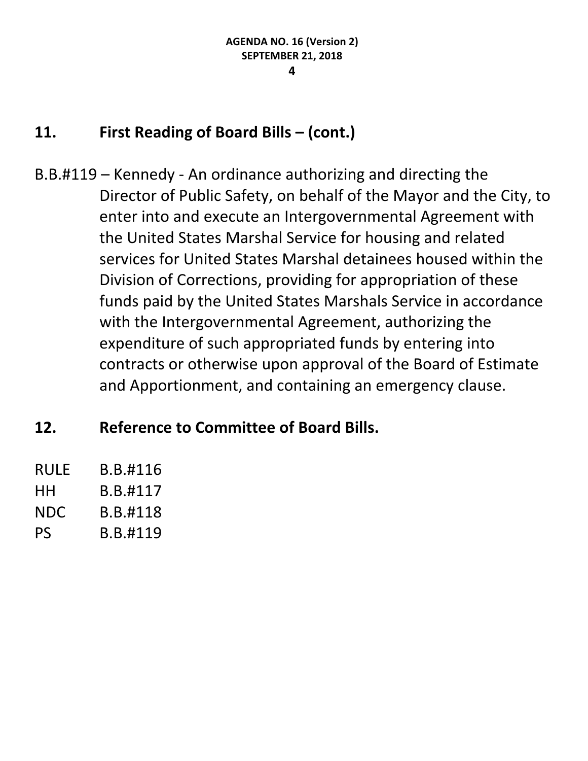## 11. First Reading of Board Bills – (cont.)

B.B.#119 – Kennedy - An ordinance authorizing and directing the Director of Public Safety, on behalf of the Mayor and the City, to enter into and execute an Intergovernmental Agreement with the United States Marshal Service for housing and related services for United States Marshal detainees housed within the Division of Corrections, providing for appropriation of these funds paid by the United States Marshals Service in accordance with the Intergovernmental Agreement, authorizing the expenditure of such appropriated funds by entering into contracts or otherwise upon approval of the Board of Estimate and Apportionment, and containing an emergency clause.

## 12. Reference to Committee of Board Bills.

RULE B.B.#116
HH B.B.#117
NDC B.B.#118
PS B.B.#119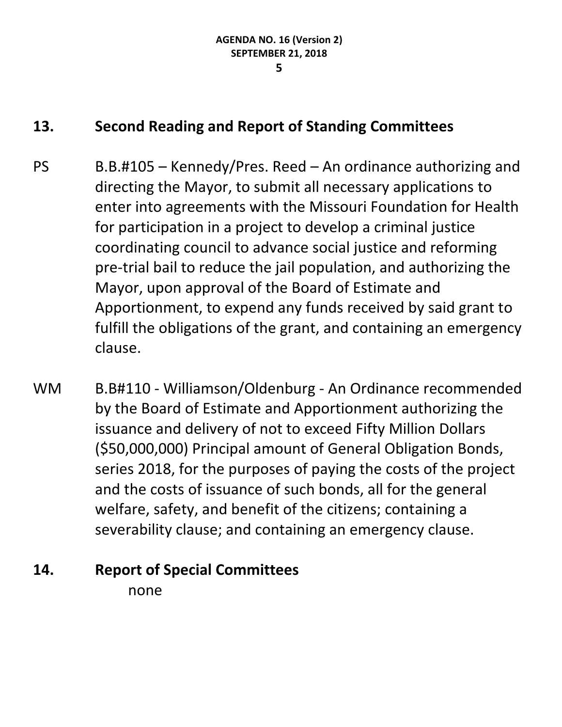## 13. Second Reading and Report of Standing Committees

PS B.B.#105 – Kennedy/Pres. Reed – An ordinance authorizing and directing the Mayor, to submit all necessary applications to enter into agreements with the Missouri Foundation for Health for participation in a project to develop a criminal justice coordinating council to advance social justice and reforming pre-trial bail to reduce the jail population, and authorizing the Mayor, upon approval of the Board of Estimate and Apportionment, to expend any funds received by said grant to fulfill the obligations of the grant, and containing an emergency clause.

WM B.B#110 - Williamson/Oldenburg - An Ordinance recommended by the Board of Estimate and Apportionment authorizing the issuance and delivery of not to exceed Fifty Million Dollars ($50,000,000) Principal amount of General Obligation Bonds, series 2018, for the purposes of paying the costs of the project and the costs of issuance of such bonds, all for the general welfare, safety, and benefit of the citizens; containing a severability clause; and containing an emergency clause.

## 14. Report of Special Committees

none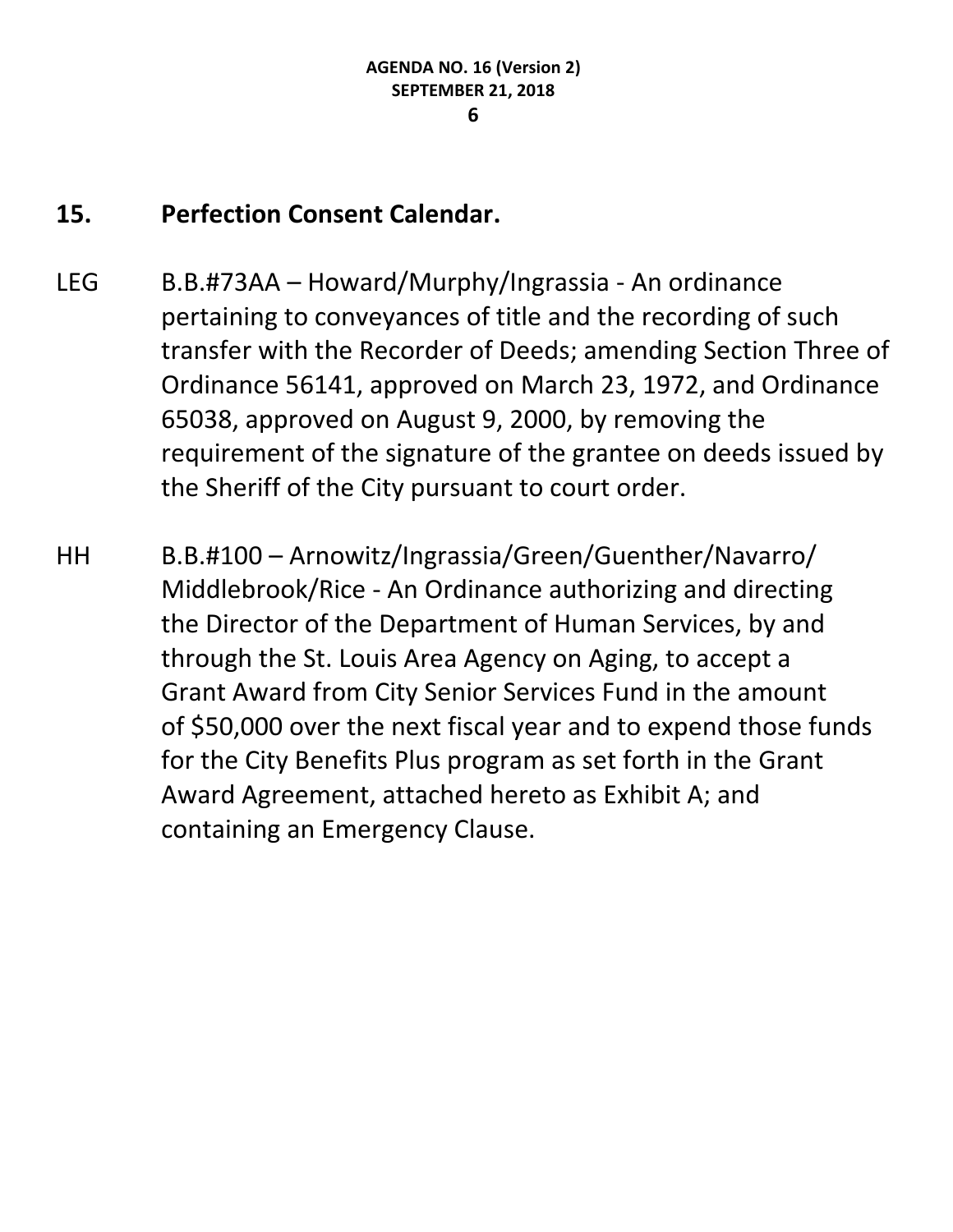## 15. Perfection Consent Calendar.

LEG B.B.#73AA – Howard/Murphy/Ingrassia - An ordinance pertaining to conveyances of title and the recording of such transfer with the Recorder of Deeds; amending Section Three of Ordinance 56141, approved on March 23, 1972, and Ordinance 65038, approved on August 9, 2000, by removing the requirement of the signature of the grantee on deeds issued by the Sheriff of the City pursuant to court order.

HH B.B.#100 – Arnowitz/Ingrassia/Green/Guenther/Navarro/Middlebrook/Rice - An Ordinance authorizing and directing the Director of the Department of Human Services, by and through the St. Louis Area Agency on Aging, to accept a Grant Award from City Senior Services Fund in the amount of $50,000 over the next fiscal year and to expend those funds for the City Benefits Plus program as set forth in the Grant Award Agreement, attached hereto as Exhibit A; and containing an Emergency Clause.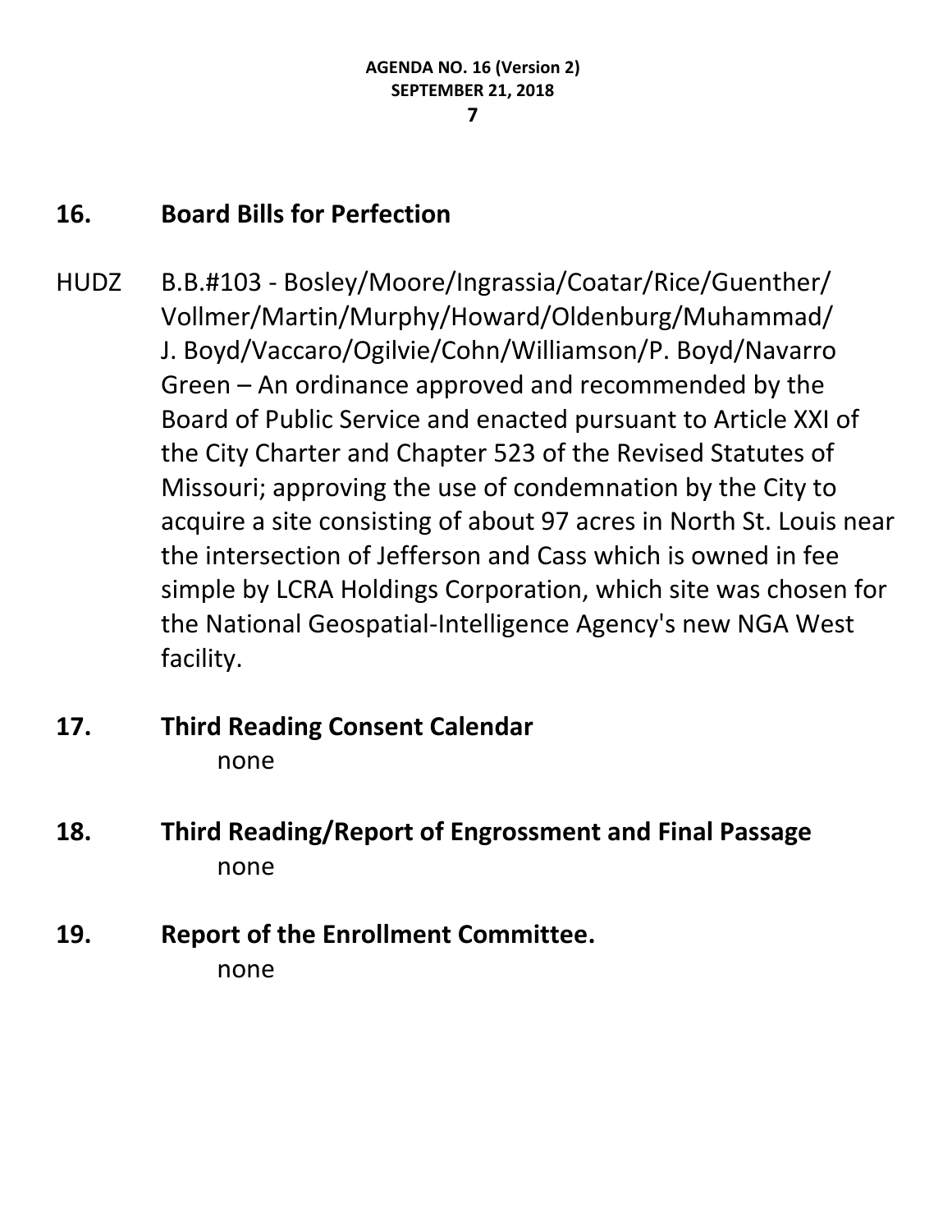## 16. Board Bills for Perfection

HUDZ B.B.#103 - Bosley/Moore/Ingrassia/Coatar/Rice/Guenther/Vollmer/Martin/Murphy/Howard/Oldenburg/Muhammad/J. Boyd/Vaccaro/Ogilvie/Cohn/Williamson/P. Boyd/Navarro Green – An ordinance approved and recommended by the Board of Public Service and enacted pursuant to Article XXI of the City Charter and Chapter 523 of the Revised Statutes of Missouri; approving the use of condemnation by the City to acquire a site consisting of about 97 acres in North St. Louis near the intersection of Jefferson and Cass which is owned in fee simple by LCRA Holdings Corporation, which site was chosen for the National Geospatial-Intelligence Agency's new NGA West facility.

## 17. Third Reading Consent Calendar

none

## 18. Third Reading/Report of Engrossment and Final Passage

none

## 19. Report of the Enrollment Committee.

none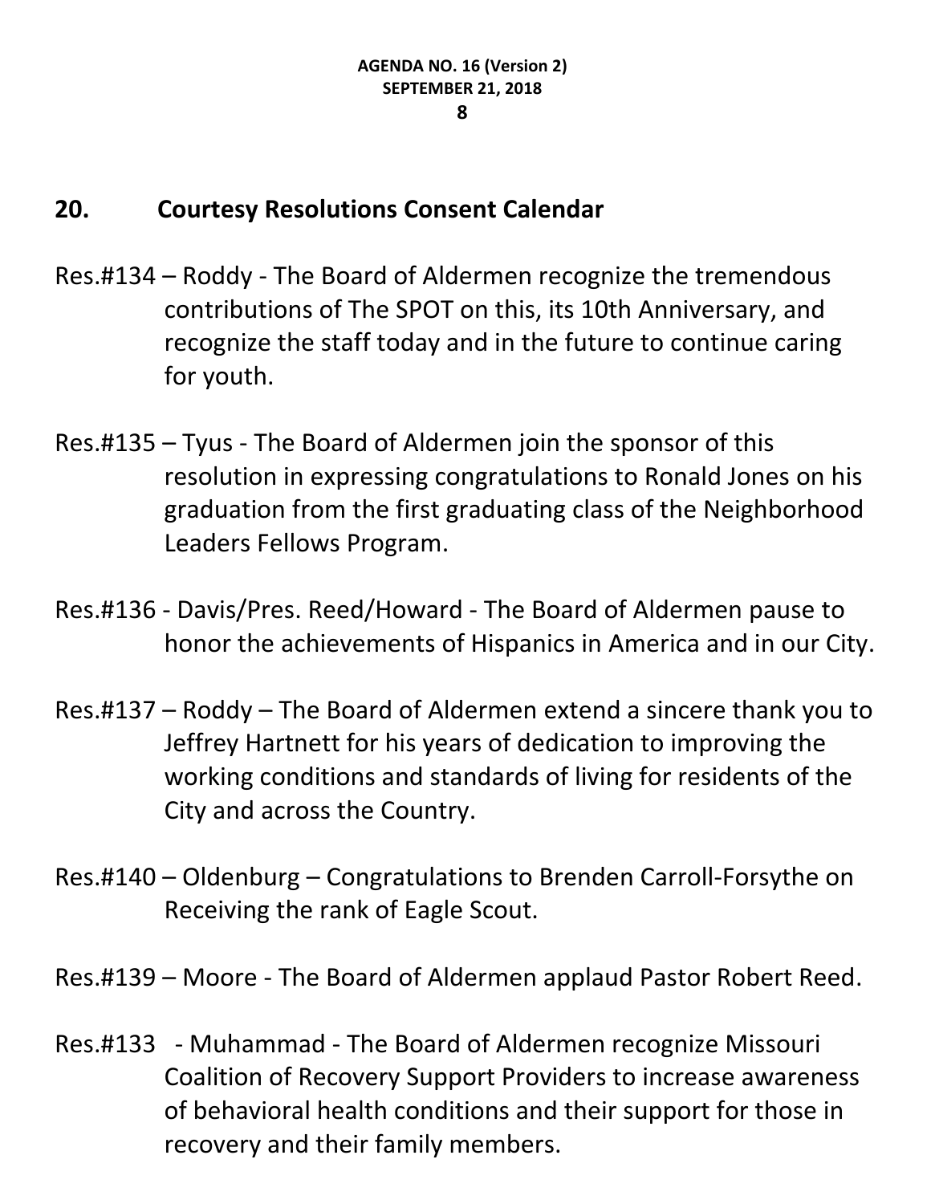## 20. Courtesy Resolutions Consent Calendar

Res.#134 – Roddy - The Board of Aldermen recognize the tremendous contributions of The SPOT on this, its 10th Anniversary, and recognize the staff today and in the future to continue caring for youth.

Res.#135 – Tyus - The Board of Aldermen join the sponsor of this resolution in expressing congratulations to Ronald Jones on his graduation from the first graduating class of the Neighborhood Leaders Fellows Program.

Res.#136 - Davis/Pres. Reed/Howard - The Board of Aldermen pause to honor the achievements of Hispanics in America and in our City.

Res.#137 – Roddy – The Board of Aldermen extend a sincere thank you to Jeffrey Hartnett for his years of dedication to improving the working conditions and standards of living for residents of the City and across the Country.

Res.#140 – Oldenburg – Congratulations to Brenden Carroll-Forsythe on Receiving the rank of Eagle Scout.

Res.#139 – Moore - The Board of Aldermen applaud Pastor Robert Reed.

Res.#133 - Muhammad - The Board of Aldermen recognize Missouri Coalition of Recovery Support Providers to increase awareness of behavioral health conditions and their support for those in recovery and their family members.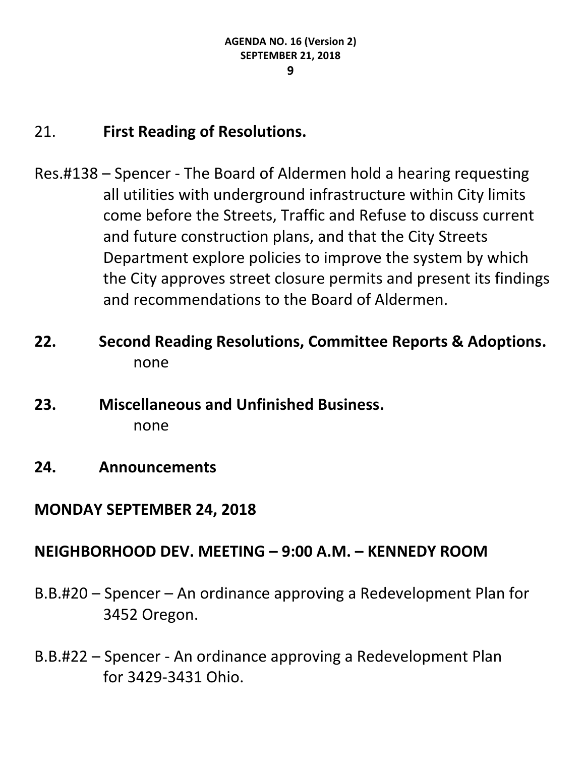21. **First Reading of Resolutions.**

Res.#138 – Spencer - The Board of Aldermen hold a hearing requesting all utilities with underground infrastructure within City limits come before the Streets, Traffic and Refuse to discuss current and future construction plans, and that the City Streets Department explore policies to improve the system by which the City approves street closure permits and present its findings and recommendations to the Board of Aldermen.

**22. Second Reading Resolutions, Committee Reports & Adoptions.**

none

**23. Miscellaneous and Unfinished Business.**

none

**24. Announcements**

**MONDAY SEPTEMBER 24, 2018**

**NEIGHBORHOOD DEV. MEETING – 9:00 A.M. – KENNEDY ROOM**

B.B.#20 – Spencer – An ordinance approving a Redevelopment Plan for 3452 Oregon.

B.B.#22 – Spencer - An ordinance approving a Redevelopment Plan for 3429-3431 Ohio.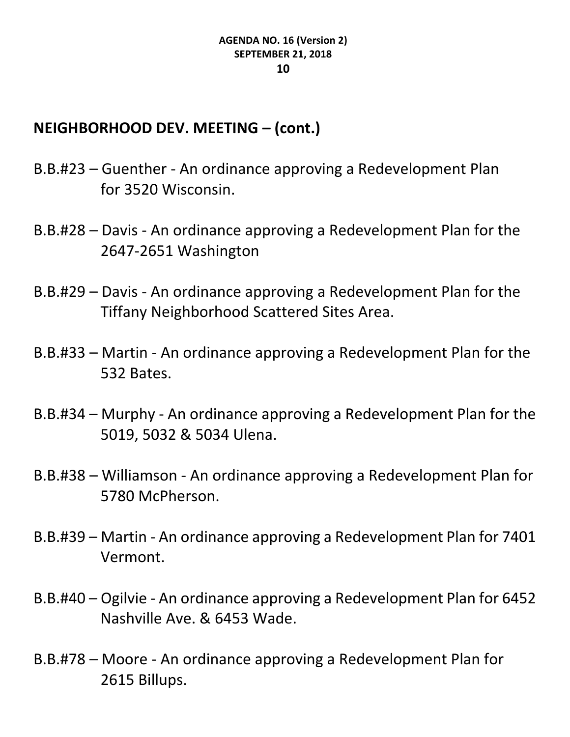## NEIGHBORHOOD DEV. MEETING – (cont.)

B.B.#23 – Guenther - An ordinance approving a Redevelopment Plan for 3520 Wisconsin.

B.B.#28 – Davis - An ordinance approving a Redevelopment Plan for the 2647-2651 Washington

B.B.#29 – Davis - An ordinance approving a Redevelopment Plan for the Tiffany Neighborhood Scattered Sites Area.

B.B.#33 – Martin - An ordinance approving a Redevelopment Plan for the 532 Bates.

B.B.#34 – Murphy - An ordinance approving a Redevelopment Plan for the 5019, 5032 & 5034 Ulena.

B.B.#38 – Williamson - An ordinance approving a Redevelopment Plan for 5780 McPherson.

B.B.#39 – Martin - An ordinance approving a Redevelopment Plan for 7401 Vermont.

B.B.#40 – Ogilvie - An ordinance approving a Redevelopment Plan for 6452 Nashville Ave. & 6453 Wade.

B.B.#78 – Moore - An ordinance approving a Redevelopment Plan for 2615 Billups.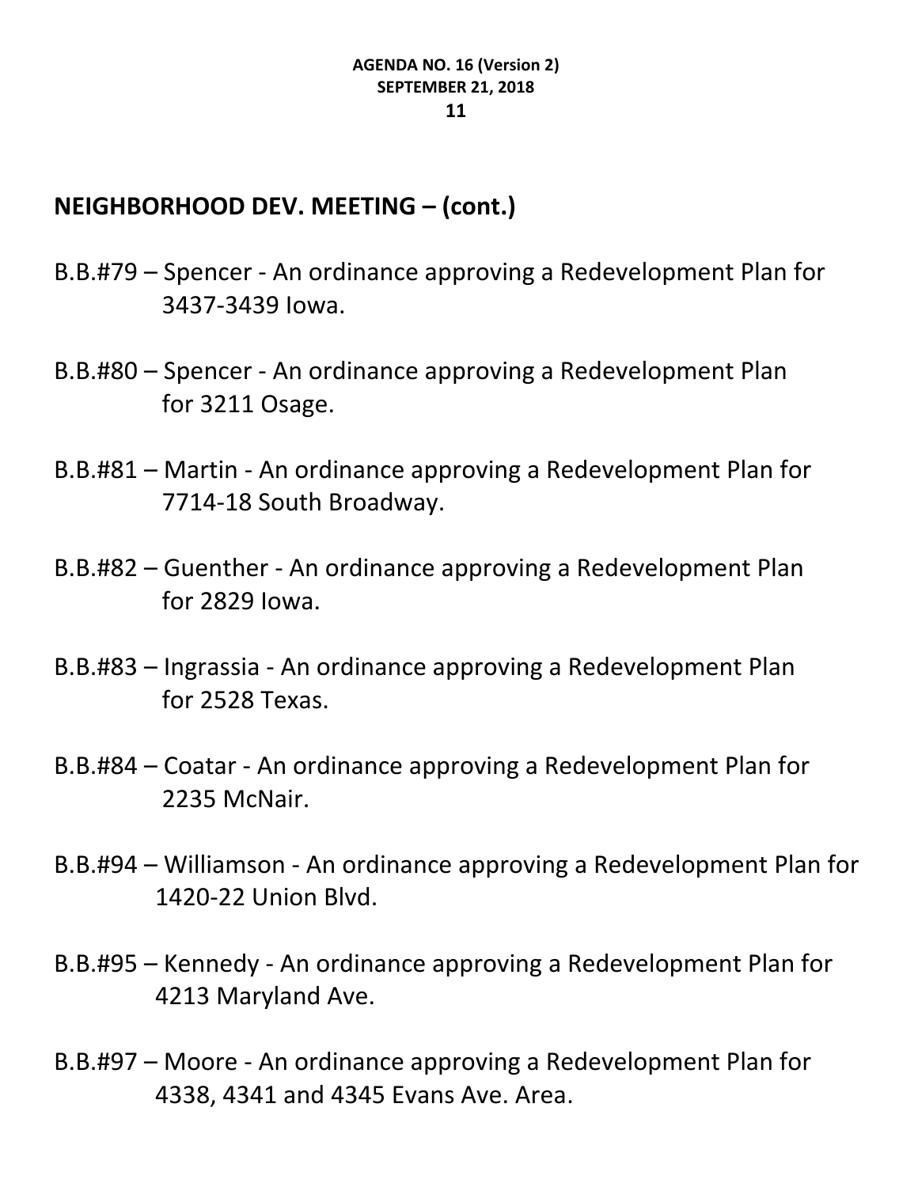## NEIGHBORHOOD DEV. MEETING – (cont.)

B.B.#79 – Spencer - An ordinance approving a Redevelopment Plan for 3437-3439 Iowa.

B.B.#80 – Spencer - An ordinance approving a Redevelopment Plan for 3211 Osage.

B.B.#81 – Martin - An ordinance approving a Redevelopment Plan for 7714-18 South Broadway.

B.B.#82 – Guenther - An ordinance approving a Redevelopment Plan for 2829 Iowa.

B.B.#83 – Ingrassia - An ordinance approving a Redevelopment Plan for 2528 Texas.

B.B.#84 – Coatar - An ordinance approving a Redevelopment Plan for 2235 McNair.

B.B.#94 – Williamson - An ordinance approving a Redevelopment Plan for 1420-22 Union Blvd.

B.B.#95 – Kennedy - An ordinance approving a Redevelopment Plan for 4213 Maryland Ave.

B.B.#97 – Moore - An ordinance approving a Redevelopment Plan for 4338, 4341 and 4345 Evans Ave. Area.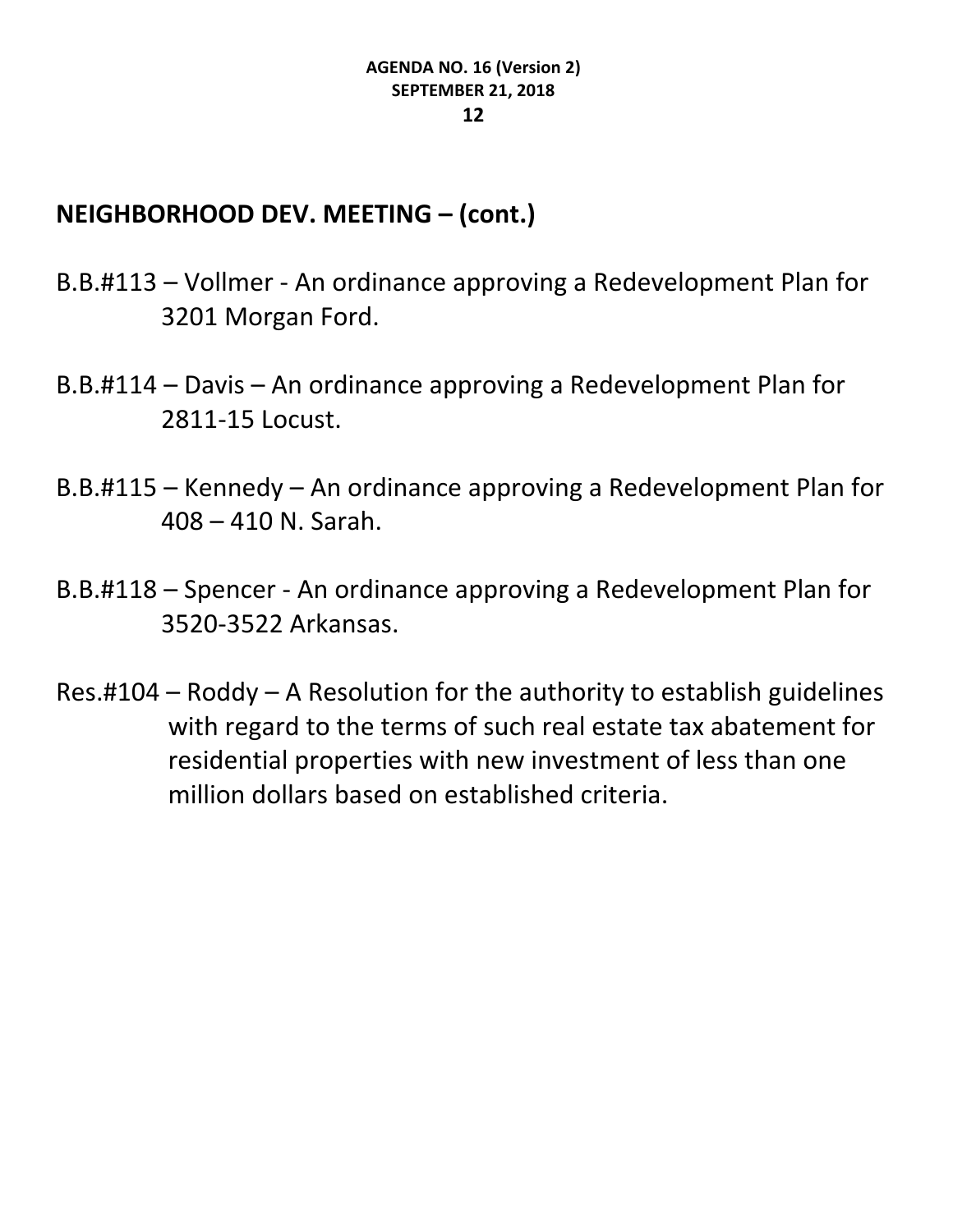## NEIGHBORHOOD DEV. MEETING – (cont.)

B.B.#113 – Vollmer - An ordinance approving a Redevelopment Plan for 3201 Morgan Ford.

B.B.#114 – Davis – An ordinance approving a Redevelopment Plan for 2811-15 Locust.

B.B.#115 – Kennedy – An ordinance approving a Redevelopment Plan for 408 – 410 N. Sarah.

B.B.#118 – Spencer - An ordinance approving a Redevelopment Plan for 3520-3522 Arkansas.

Res.#104 – Roddy – A Resolution for the authority to establish guidelines with regard to the terms of such real estate tax abatement for residential properties with new investment of less than one million dollars based on established criteria.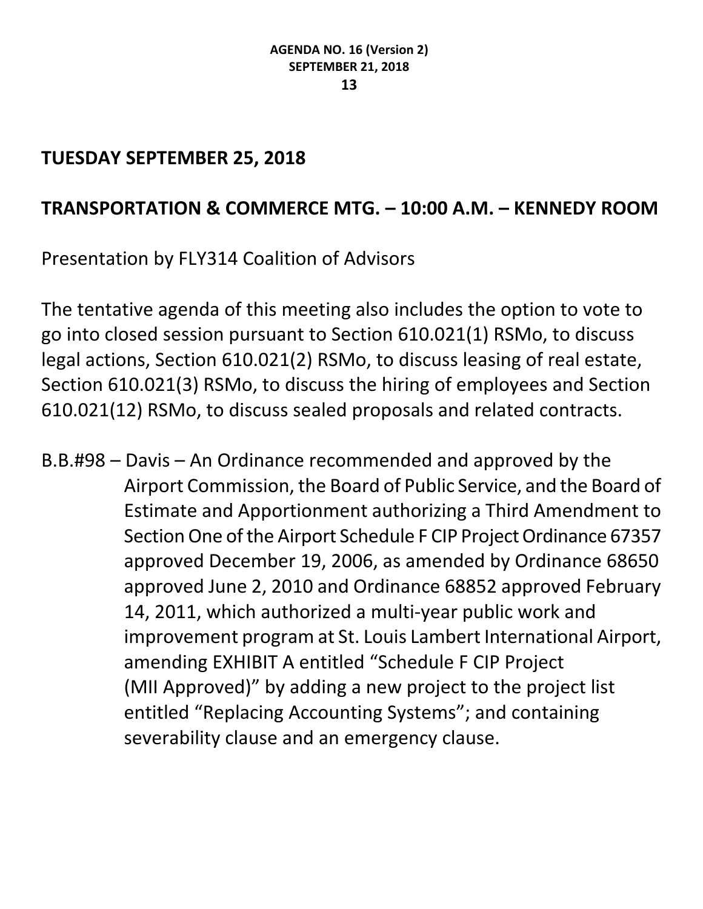## TUESDAY SEPTEMBER 25, 2018

## TRANSPORTATION & COMMERCE MTG. – 10:00 A.M. – KENNEDY ROOM

Presentation by FLY314 Coalition of Advisors

The tentative agenda of this meeting also includes the option to vote to go into closed session pursuant to Section 610.021(1) RSMo, to discuss legal actions, Section 610.021(2) RSMo, to discuss leasing of real estate, Section 610.021(3) RSMo, to discuss the hiring of employees and Section 610.021(12) RSMo, to discuss sealed proposals and related contracts.

B.B.#98 – Davis – An Ordinance recommended and approved by the Airport Commission, the Board of Public Service, and the Board of Estimate and Apportionment authorizing a Third Amendment to Section One of the Airport Schedule F CIP Project Ordinance 67357 approved December 19, 2006, as amended by Ordinance 68650 approved June 2, 2010 and Ordinance 68852 approved February 14, 2011, which authorized a multi-year public work and improvement program at St. Louis Lambert International Airport, amending EXHIBIT A entitled "Schedule F CIP Project (MII Approved)" by adding a new project to the project list entitled "Replacing Accounting Systems"; and containing severability clause and an emergency clause.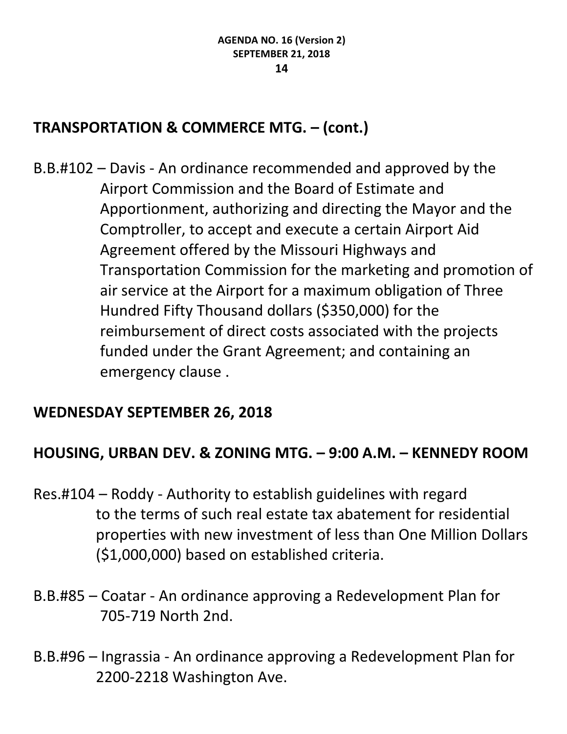## TRANSPORTATION & COMMERCE MTG. – (cont.)

B.B.#102 – Davis - An ordinance recommended and approved by the Airport Commission and the Board of Estimate and Apportionment, authorizing and directing the Mayor and the Comptroller, to accept and execute a certain Airport Aid Agreement offered by the Missouri Highways and Transportation Commission for the marketing and promotion of air service at the Airport for a maximum obligation of Three Hundred Fifty Thousand dollars ($350,000) for the reimbursement of direct costs associated with the projects funded under the Grant Agreement; and containing an emergency clause .

## WEDNESDAY SEPTEMBER 26, 2018

## HOUSING, URBAN DEV. & ZONING MTG. – 9:00 A.M. – KENNEDY ROOM

Res.#104 – Roddy - Authority to establish guidelines with regard to the terms of such real estate tax abatement for residential properties with new investment of less than One Million Dollars ($1,000,000) based on established criteria.

B.B.#85 – Coatar - An ordinance approving a Redevelopment Plan for 705-719 North 2nd.

B.B.#96 – Ingrassia - An ordinance approving a Redevelopment Plan for 2200-2218 Washington Ave.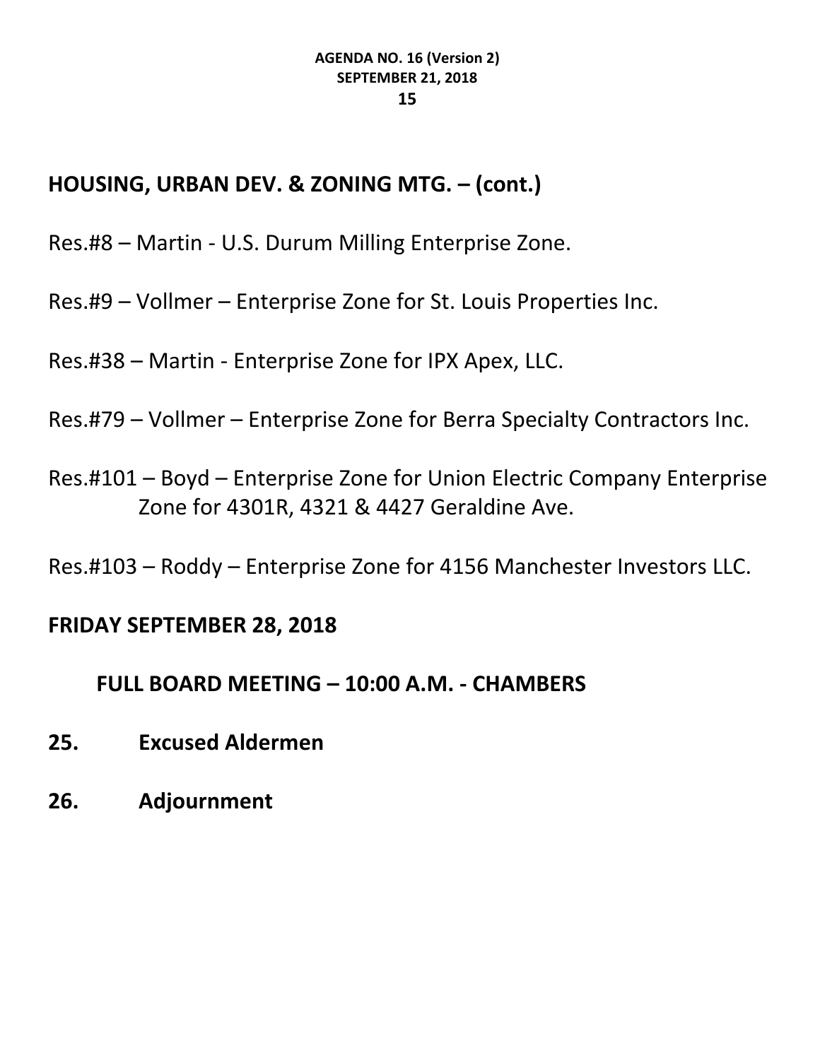## HOUSING, URBAN DEV. & ZONING MTG. – (cont.)

Res.#8 – Martin - U.S. Durum Milling Enterprise Zone.

Res.#9 – Vollmer – Enterprise Zone for St. Louis Properties Inc.

Res.#38 – Martin - Enterprise Zone for IPX Apex, LLC.

Res.#79 – Vollmer – Enterprise Zone for Berra Specialty Contractors Inc.

Res.#101 – Boyd – Enterprise Zone for Union Electric Company Enterprise Zone for 4301R, 4321 & 4427 Geraldine Ave.

Res.#103 – Roddy – Enterprise Zone for 4156 Manchester Investors LLC.

## FRIDAY SEPTEMBER 28, 2018

### FULL BOARD MEETING – 10:00 A.M. - CHAMBERS

**25. Excused Aldermen**

**26. Adjournment**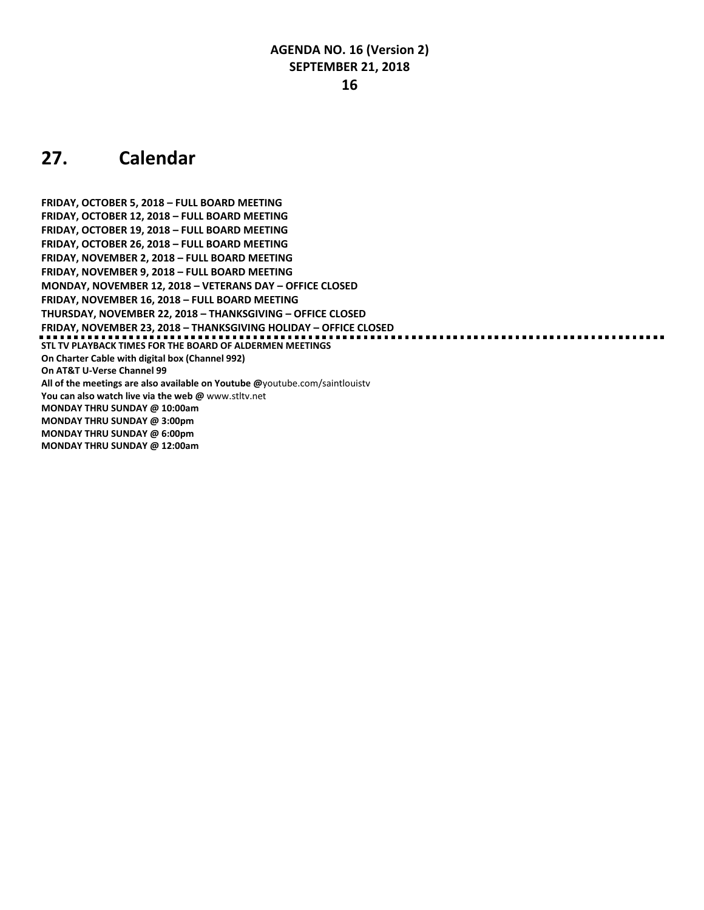# 27. Calendar

**FRIDAY, OCTOBER 5, 2018 – FULL BOARD MEETING**
**FRIDAY, OCTOBER 12, 2018 – FULL BOARD MEETING**
**FRIDAY, OCTOBER 19, 2018 – FULL BOARD MEETING**
**FRIDAY, OCTOBER 26, 2018 – FULL BOARD MEETING**
**FRIDAY, NOVEMBER 2, 2018 – FULL BOARD MEETING**
**FRIDAY, NOVEMBER 9, 2018 – FULL BOARD MEETING**
**MONDAY, NOVEMBER 12, 2018 – VETERANS DAY – OFFICE CLOSED**
**FRIDAY, NOVEMBER 16, 2018 – FULL BOARD MEETING**
**THURSDAY, NOVEMBER 22, 2018 – THANKSGIVING – OFFICE CLOSED**
**FRIDAY, NOVEMBER 23, 2018 – THANKSGIVING HOLIDAY – OFFICE CLOSED**

---

**STL TV PLAYBACK TIMES FOR THE BOARD OF ALDERMEN MEETINGS**
**On Charter Cable with digital box (Channel 992)**
**On AT&T U-Verse Channel 99**
**All of the meetings are also available on Youtube @**youtube.com/saintlouistv
**You can also watch live via the web @** www.stltv.net
**MONDAY THRU SUNDAY @ 10:00am**
**MONDAY THRU SUNDAY @ 3:00pm**
**MONDAY THRU SUNDAY @ 6:00pm**
**MONDAY THRU SUNDAY @ 12:00am**